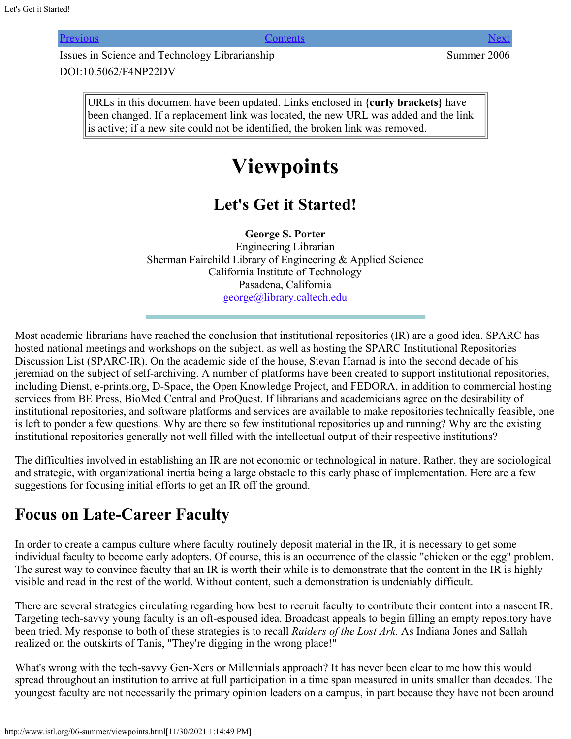Issues in Science and Technology Librarianship Summer 2006

DOI:10.5062/F4NP22DV

URLs in this document have been updated. Links enclosed in **{curly brackets}** have been changed. If a replacement link was located, the new URL was added and the link is active; if a new site could not be identified, the broken link was removed.

# Viewpoints

## Let's Get it Started!

**George S. Porter**
Engineering Librarian
Sherman Fairchild Library of Engineering & Applied Science
California Institute of Technology
Pasadena, California
george@library.caltech.edu

---

Most academic librarians have reached the conclusion that institutional repositories (IR) are a good idea. SPARC has hosted national meetings and workshops on the subject, as well as hosting the SPARC Institutional Repositories Discussion List (SPARC-IR). On the academic side of the house, Stevan Harnad is into the second decade of his jeremiad on the subject of self-archiving. A number of platforms have been created to support institutional repositories, including Dienst, e-prints.org, D-Space, the Open Knowledge Project, and FEDORA, in addition to commercial hosting services from BE Press, BioMed Central and ProQuest. If librarians and academicians agree on the desirability of institutional repositories, and software platforms and services are available to make repositories technically feasible, one is left to ponder a few questions. Why are there so few institutional repositories up and running? Why are the existing institutional repositories generally not well filled with the intellectual output of their respective institutions?

The difficulties involved in establishing an IR are not economic or technological in nature. Rather, they are sociological and strategic, with organizational inertia being a large obstacle to this early phase of implementation. Here are a few suggestions for focusing initial efforts to get an IR off the ground.

## Focus on Late-Career Faculty

In order to create a campus culture where faculty routinely deposit material in the IR, it is necessary to get some individual faculty to become early adopters. Of course, this is an occurrence of the classic "chicken or the egg" problem. The surest way to convince faculty that an IR is worth their while is to demonstrate that the content in the IR is highly visible and read in the rest of the world. Without content, such a demonstration is undeniably difficult.

There are several strategies circulating regarding how best to recruit faculty to contribute their content into a nascent IR. Targeting tech-savvy young faculty is an oft-espoused idea. Broadcast appeals to begin filling an empty repository have been tried. My response to both of these strategies is to recall *Raiders of the Lost Ark.* As Indiana Jones and Sallah realized on the outskirts of Tanis, "They're digging in the wrong place!"

What's wrong with the tech-savvy Gen-Xers or Millennials approach? It has never been clear to me how this would spread throughout an institution to arrive at full participation in a time span measured in units smaller than decades. The youngest faculty are not necessarily the primary opinion leaders on a campus, in part because they have not been around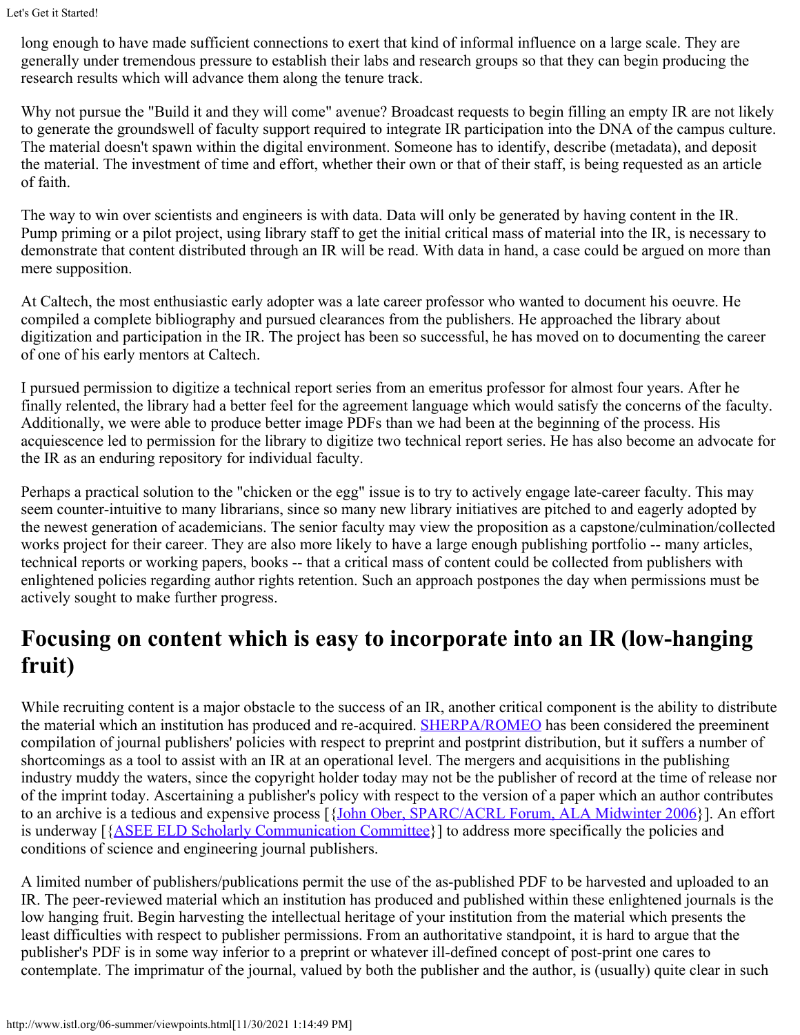long enough to have made sufficient connections to exert that kind of informal influence on a large scale. They are generally under tremendous pressure to establish their labs and research groups so that they can begin producing the research results which will advance them along the tenure track.

Why not pursue the "Build it and they will come" avenue? Broadcast requests to begin filling an empty IR are not likely to generate the groundswell of faculty support required to integrate IR participation into the DNA of the campus culture. The material doesn't spawn within the digital environment. Someone has to identify, describe (metadata), and deposit the material. The investment of time and effort, whether their own or that of their staff, is being requested as an article of faith.

The way to win over scientists and engineers is with data. Data will only be generated by having content in the IR. Pump priming or a pilot project, using library staff to get the initial critical mass of material into the IR, is necessary to demonstrate that content distributed through an IR will be read. With data in hand, a case could be argued on more than mere supposition.

At Caltech, the most enthusiastic early adopter was a late career professor who wanted to document his oeuvre. He compiled a complete bibliography and pursued clearances from the publishers. He approached the library about digitization and participation in the IR. The project has been so successful, he has moved on to documenting the career of one of his early mentors at Caltech.

I pursued permission to digitize a technical report series from an emeritus professor for almost four years. After he finally relented, the library had a better feel for the agreement language which would satisfy the concerns of the faculty. Additionally, we were able to produce better image PDFs than we had been at the beginning of the process. His acquiescence led to permission for the library to digitize two technical report series. He has also become an advocate for the IR as an enduring repository for individual faculty.

Perhaps a practical solution to the "chicken or the egg" issue is to try to actively engage late-career faculty. This may seem counter-intuitive to many librarians, since so many new library initiatives are pitched to and eagerly adopted by the newest generation of academicians. The senior faculty may view the proposition as a capstone/culmination/collected works project for their career. They are also more likely to have a large enough publishing portfolio -- many articles, technical reports or working papers, books -- that a critical mass of content could be collected from publishers with enlightened policies regarding author rights retention. Such an approach postpones the day when permissions must be actively sought to make further progress.

## Focusing on content which is easy to incorporate into an IR (low-hanging fruit)

While recruiting content is a major obstacle to the success of an IR, another critical component is the ability to distribute the material which an institution has produced and re-acquired. SHERPA/ROMEO has been considered the preeminent compilation of journal publishers' policies with respect to preprint and postprint distribution, but it suffers a number of shortcomings as a tool to assist with an IR at an operational level. The mergers and acquisitions in the publishing industry muddy the waters, since the copyright holder today may not be the publisher of record at the time of release nor of the imprint today. Ascertaining a publisher's policy with respect to the version of a paper which an author contributes to an archive is a tedious and expensive process [{John Ober, SPARC/ACRL Forum, ALA Midwinter 2006}]. An effort is underway [{ASEE ELD Scholarly Communication Committee}] to address more specifically the policies and conditions of science and engineering journal publishers.

A limited number of publishers/publications permit the use of the as-published PDF to be harvested and uploaded to an IR. The peer-reviewed material which an institution has produced and published within these enlightened journals is the low hanging fruit. Begin harvesting the intellectual heritage of your institution from the material which presents the least difficulties with respect to publisher permissions. From an authoritative standpoint, it is hard to argue that the publisher's PDF is in some way inferior to a preprint or whatever ill-defined concept of post-print one cares to contemplate. The imprimatur of the journal, valued by both the publisher and the author, is (usually) quite clear in such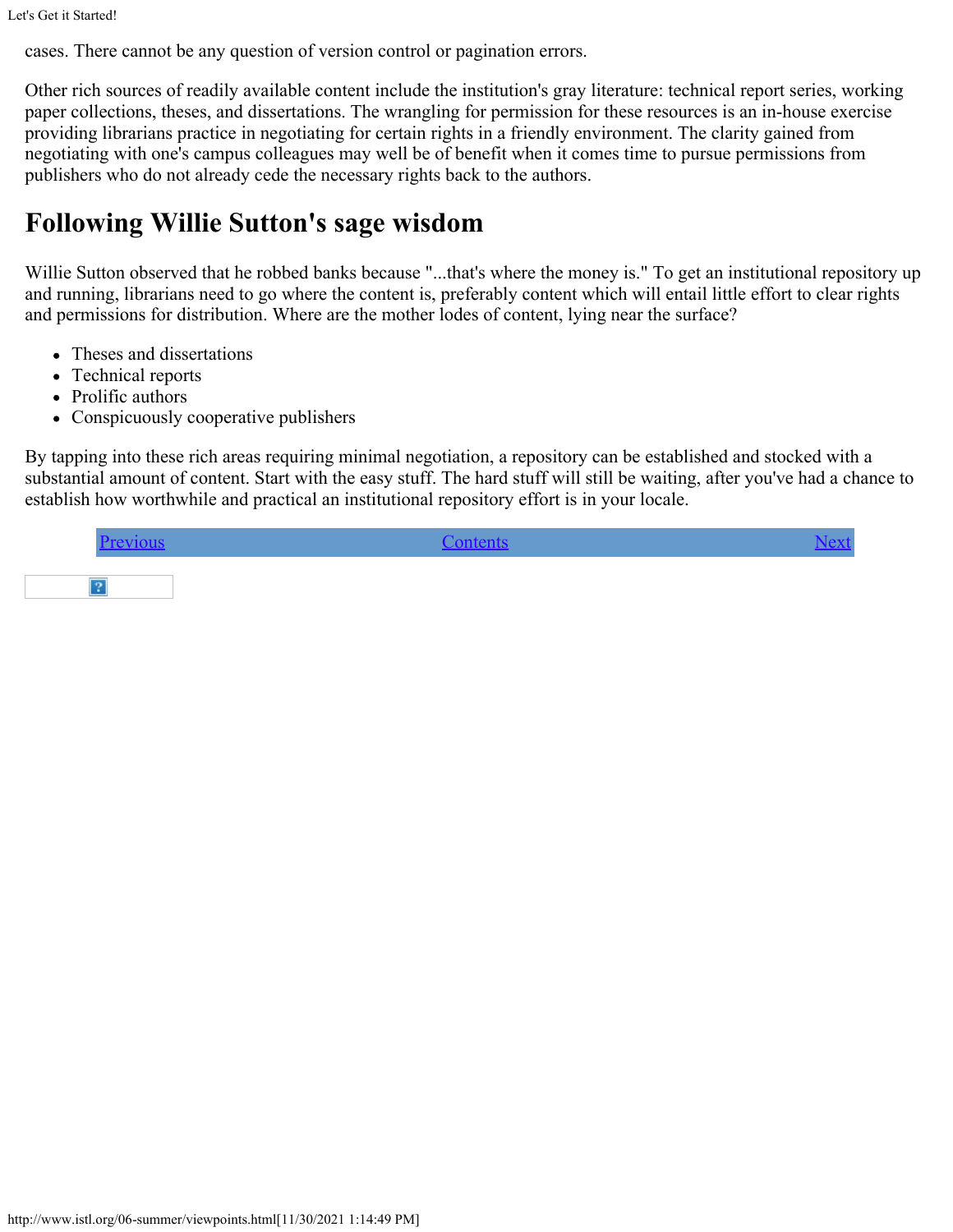cases. There cannot be any question of version control or pagination errors.

Other rich sources of readily available content include the institution's gray literature: technical report series, working paper collections, theses, and dissertations. The wrangling for permission for these resources is an in-house exercise providing librarians practice in negotiating for certain rights in a friendly environment. The clarity gained from negotiating with one's campus colleagues may well be of benefit when it comes time to pursue permissions from publishers who do not already cede the necessary rights back to the authors.

## Following Willie Sutton's sage wisdom

Willie Sutton observed that he robbed banks because "...that's where the money is." To get an institutional repository up and running, librarians need to go where the content is, preferably content which will entail little effort to clear rights and permissions for distribution. Where are the mother lodes of content, lying near the surface?

- Theses and dissertations
- Technical reports
- Prolific authors
- Conspicuously cooperative publishers

By tapping into these rich areas requiring minimal negotiation, a repository can be established and stocked with a substantial amount of content. Start with the easy stuff. The hard stuff will still be waiting, after you've had a chance to establish how worthwhile and practical an institutional repository effort is in your locale.

Previous Contents Next